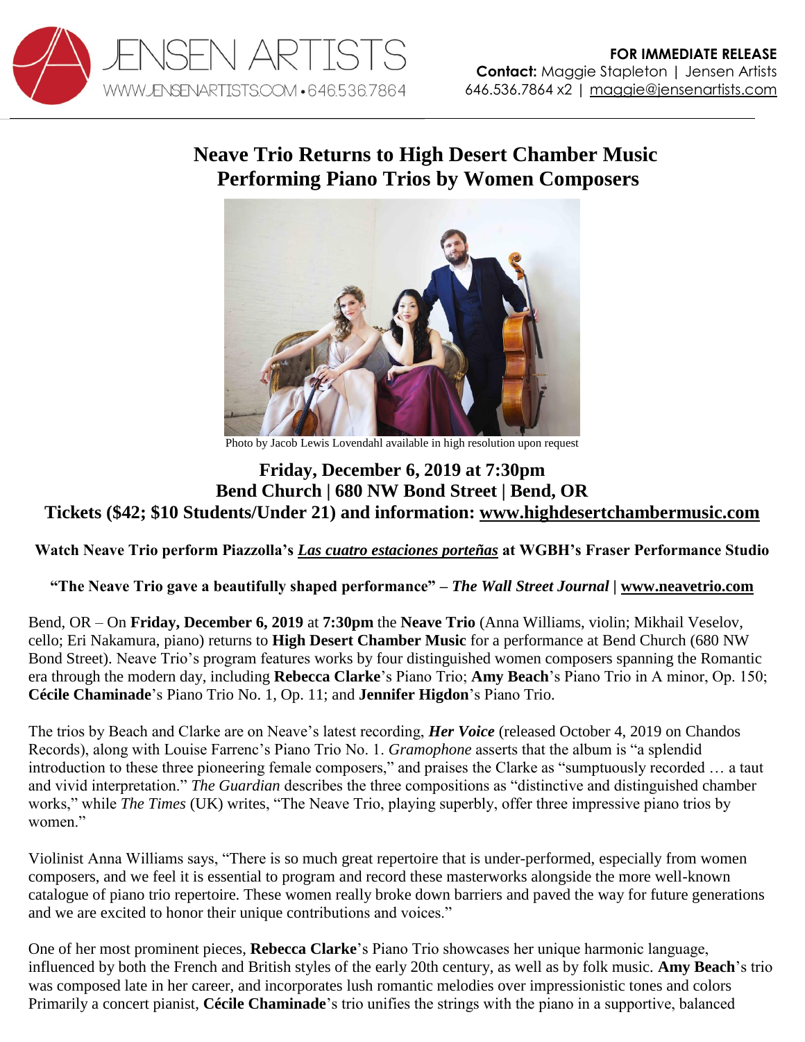JENSEN ARTISTS
WWW.JENSENARTISTS.COM • 646.536.7864

**FOR IMMEDIATE RELEASE**
**Contact:** Maggie Stapleton | Jensen Artists
646.536.7864 x2 | maggie@jensenartists.com

# Neave Trio Returns to High Desert Chamber Music Performing Piano Trios by Women Composers

Photo by Jacob Lewis Lovendahl available in high resolution upon request

## Friday, December 6, 2019 at 7:30pm
## Bend Church | 680 NW Bond Street | Bend, OR
## Tickets ($42; $10 Students/Under 21) and information: www.highdesertchambermusic.com

**Watch Neave Trio perform Piazzolla's *Las cuatro estaciones porteñas* at WGBH's Fraser Performance Studio**

**"The Neave Trio gave a beautifully shaped performance" – *The Wall Street Journal* | www.neavetrio.com**

Bend, OR – On **Friday, December 6, 2019** at **7:30pm** the **Neave Trio** (Anna Williams, violin; Mikhail Veselov, cello; Eri Nakamura, piano) returns to **High Desert Chamber Music** for a performance at Bend Church (680 NW Bond Street). Neave Trio's program features works by four distinguished women composers spanning the Romantic era through the modern day, including **Rebecca Clarke**'s Piano Trio; **Amy Beach**'s Piano Trio in A minor, Op. 150; **Cécile Chaminade**'s Piano Trio No. 1, Op. 11; and **Jennifer Higdon**'s Piano Trio.

The trios by Beach and Clarke are on Neave's latest recording, ***Her Voice*** (released October 4, 2019 on Chandos Records), along with Louise Farrenc's Piano Trio No. 1. *Gramophone* asserts that the album is "a splendid introduction to these three pioneering female composers," and praises the Clarke as "sumptuously recorded … a taut and vivid interpretation." *The Guardian* describes the three compositions as "distinctive and distinguished chamber works," while *The Times* (UK) writes, "The Neave Trio, playing superbly, offer three impressive piano trios by women."

Violinist Anna Williams says, "There is so much great repertoire that is under-performed, especially from women composers, and we feel it is essential to program and record these masterworks alongside the more well-known catalogue of piano trio repertoire. These women really broke down barriers and paved the way for future generations and we are excited to honor their unique contributions and voices."

One of her most prominent pieces, **Rebecca Clarke**'s Piano Trio showcases her unique harmonic language, influenced by both the French and British styles of the early 20th century, as well as by folk music. **Amy Beach**'s trio was composed late in her career, and incorporates lush romantic melodies over impressionistic tones and colors Primarily a concert pianist, **Cécile Chaminade**'s trio unifies the strings with the piano in a supportive, balanced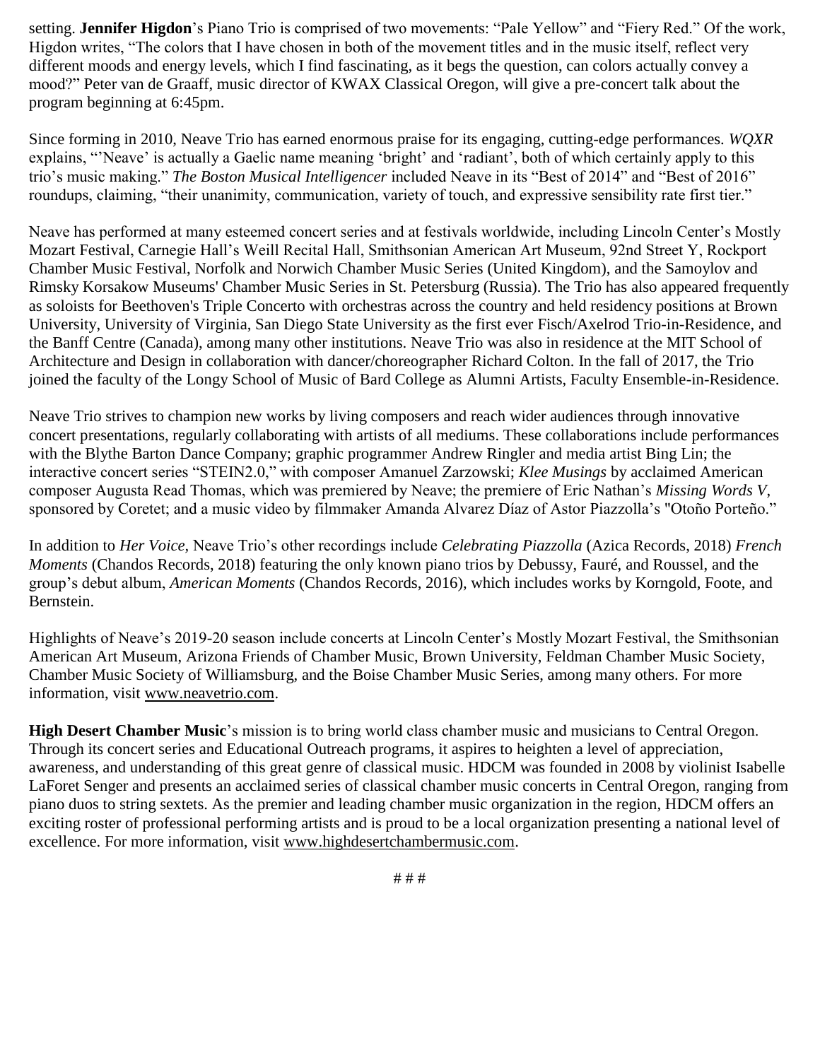setting. **Jennifer Higdon**'s Piano Trio is comprised of two movements: "Pale Yellow" and "Fiery Red." Of the work, Higdon writes, "The colors that I have chosen in both of the movement titles and in the music itself, reflect very different moods and energy levels, which I find fascinating, as it begs the question, can colors actually convey a mood?" Peter van de Graaff, music director of KWAX Classical Oregon, will give a pre-concert talk about the program beginning at 6:45pm.

Since forming in 2010, Neave Trio has earned enormous praise for its engaging, cutting-edge performances. *WQXR* explains, "'Neave' is actually a Gaelic name meaning 'bright' and 'radiant', both of which certainly apply to this trio's music making." *The Boston Musical Intelligencer* included Neave in its "Best of 2014" and "Best of 2016" roundups, claiming, "their unanimity, communication, variety of touch, and expressive sensibility rate first tier."

Neave has performed at many esteemed concert series and at festivals worldwide, including Lincoln Center's Mostly Mozart Festival, Carnegie Hall's Weill Recital Hall, Smithsonian American Art Museum, 92nd Street Y, Rockport Chamber Music Festival, Norfolk and Norwich Chamber Music Series (United Kingdom), and the Samoylov and Rimsky Korsakow Museums' Chamber Music Series in St. Petersburg (Russia). The Trio has also appeared frequently as soloists for Beethoven's Triple Concerto with orchestras across the country and held residency positions at Brown University, University of Virginia, San Diego State University as the first ever Fisch/Axelrod Trio-in-Residence, and the Banff Centre (Canada), among many other institutions. Neave Trio was also in residence at the MIT School of Architecture and Design in collaboration with dancer/choreographer Richard Colton. In the fall of 2017, the Trio joined the faculty of the Longy School of Music of Bard College as Alumni Artists, Faculty Ensemble-in-Residence.

Neave Trio strives to champion new works by living composers and reach wider audiences through innovative concert presentations, regularly collaborating with artists of all mediums. These collaborations include performances with the Blythe Barton Dance Company; graphic programmer Andrew Ringler and media artist Bing Lin; the interactive concert series "STEIN2.0," with composer Amanuel Zarzowski; *Klee Musings* by acclaimed American composer Augusta Read Thomas, which was premiered by Neave; the premiere of Eric Nathan's *Missing Words V*, sponsored by Coretet; and a music video by filmmaker Amanda Alvarez Díaz of Astor Piazzolla's "Otoño Porteño."

In addition to *Her Voice*, Neave Trio's other recordings include *Celebrating Piazzolla* (Azica Records, 2018) *French Moments* (Chandos Records, 2018) featuring the only known piano trios by Debussy, Fauré, and Roussel, and the group's debut album, *American Moments* (Chandos Records, 2016), which includes works by Korngold, Foote, and Bernstein.

Highlights of Neave's 2019-20 season include concerts at Lincoln Center's Mostly Mozart Festival, the Smithsonian American Art Museum, Arizona Friends of Chamber Music, Brown University, Feldman Chamber Music Society, Chamber Music Society of Williamsburg, and the Boise Chamber Music Series, among many others. For more information, visit www.neavetrio.com.

**High Desert Chamber Music**'s mission is to bring world class chamber music and musicians to Central Oregon. Through its concert series and Educational Outreach programs, it aspires to heighten a level of appreciation, awareness, and understanding of this great genre of classical music. HDCM was founded in 2008 by violinist Isabelle LaForet Senger and presents an acclaimed series of classical chamber music concerts in Central Oregon, ranging from piano duos to string sextets. As the premier and leading chamber music organization in the region, HDCM offers an exciting roster of professional performing artists and is proud to be a local organization presenting a national level of excellence. For more information, visit www.highdesertchambermusic.com.

# # #